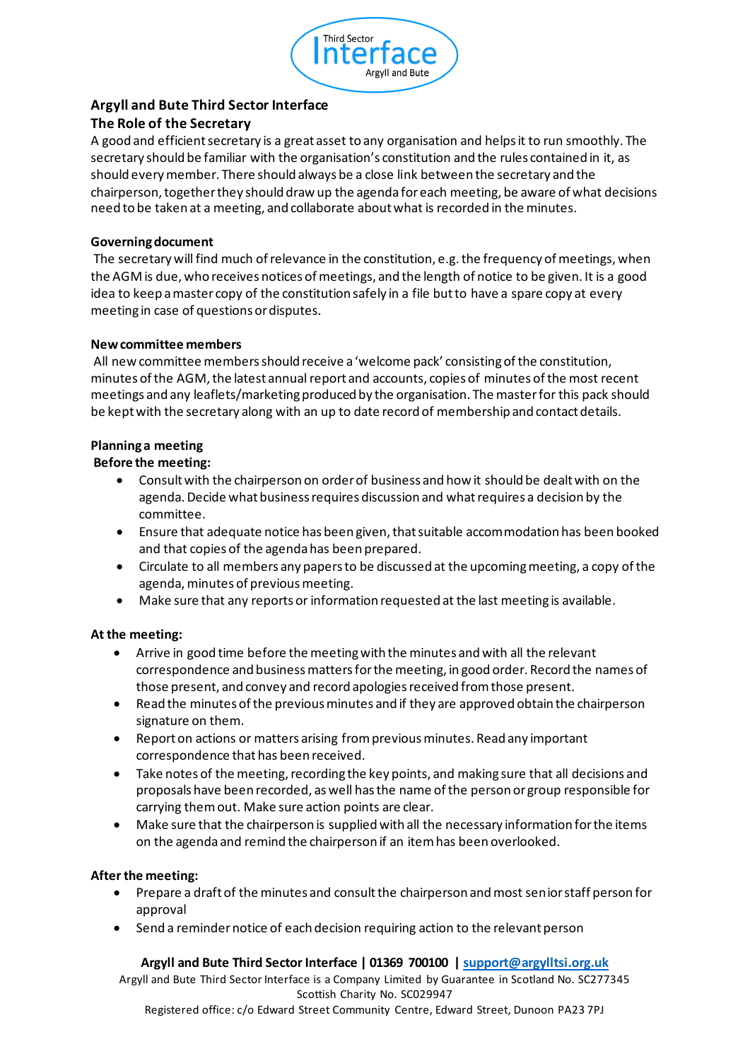Third Sector Interface Argyll and Bute

## Argyll and Bute Third Sector Interface

## The Role of the Secretary

A good and efficient secretary is a great asset to any organisation and helps it to run smoothly. The secretary should be familiar with the organisation's constitution and the rules contained in it, as should every member. There should always be a close link between the secretary and the chairperson, together they should draw up the agenda for each meeting, be aware of what decisions need to be taken at a meeting, and collaborate about what is recorded in the minutes.

### Governing document

The secretary will find much of relevance in the constitution, e.g. the frequency of meetings, when the AGM is due, who receives notices of meetings, and the length of notice to be given. It is a good idea to keep a master copy of the constitution safely in a file but to have a spare copy at every meeting in case of questions or disputes.

### New committee members

All new committee members should receive a 'welcome pack' consisting of the constitution, minutes of the AGM, the latest annual report and accounts, copies of minutes of the most recent meetings and any leaflets/marketing produced by the organisation. The master for this pack should be kept with the secretary along with an up to date record of membership and contact details.

### Planning a meeting

**Before the meeting:**

- Consult with the chairperson on order of business and how it should be dealt with on the agenda. Decide what business requires discussion and what requires a decision by the committee.
- Ensure that adequate notice has been given, that suitable accommodation has been booked and that copies of the agenda has been prepared.
- Circulate to all members any papers to be discussed at the upcoming meeting, a copy of the agenda, minutes of previous meeting.
- Make sure that any reports or information requested at the last meeting is available.

**At the meeting:**

- Arrive in good time before the meeting with the minutes and with all the relevant correspondence and business matters for the meeting, in good order. Record the names of those present, and convey and record apologies received from those present.
- Read the minutes of the previous minutes and if they are approved obtain the chairperson signature on them.
- Report on actions or matters arising from previous minutes. Read any important correspondence that has been received.
- Take notes of the meeting, recording the key points, and making sure that all decisions and proposals have been recorded, as well has the name of the person or group responsible for carrying them out. Make sure action points are clear.
- Make sure that the chairperson is supplied with all the necessary information for the items on the agenda and remind the chairperson if an item has been overlooked.

**After the meeting:**

- Prepare a draft of the minutes and consult the chairperson and most senior staff person for approval
- Send a reminder notice of each decision requiring action to the relevant person

**Argyll and Bute Third Sector Interface | 01369 700100 | support@argylltsi.org.uk**

Argyll and Bute Third Sector Interface is a Company Limited by Guarantee in Scotland No. SC277345

Scottish Charity No. SC029947

Registered office: c/o Edward Street Community Centre, Edward Street, Dunoon PA23 7PJ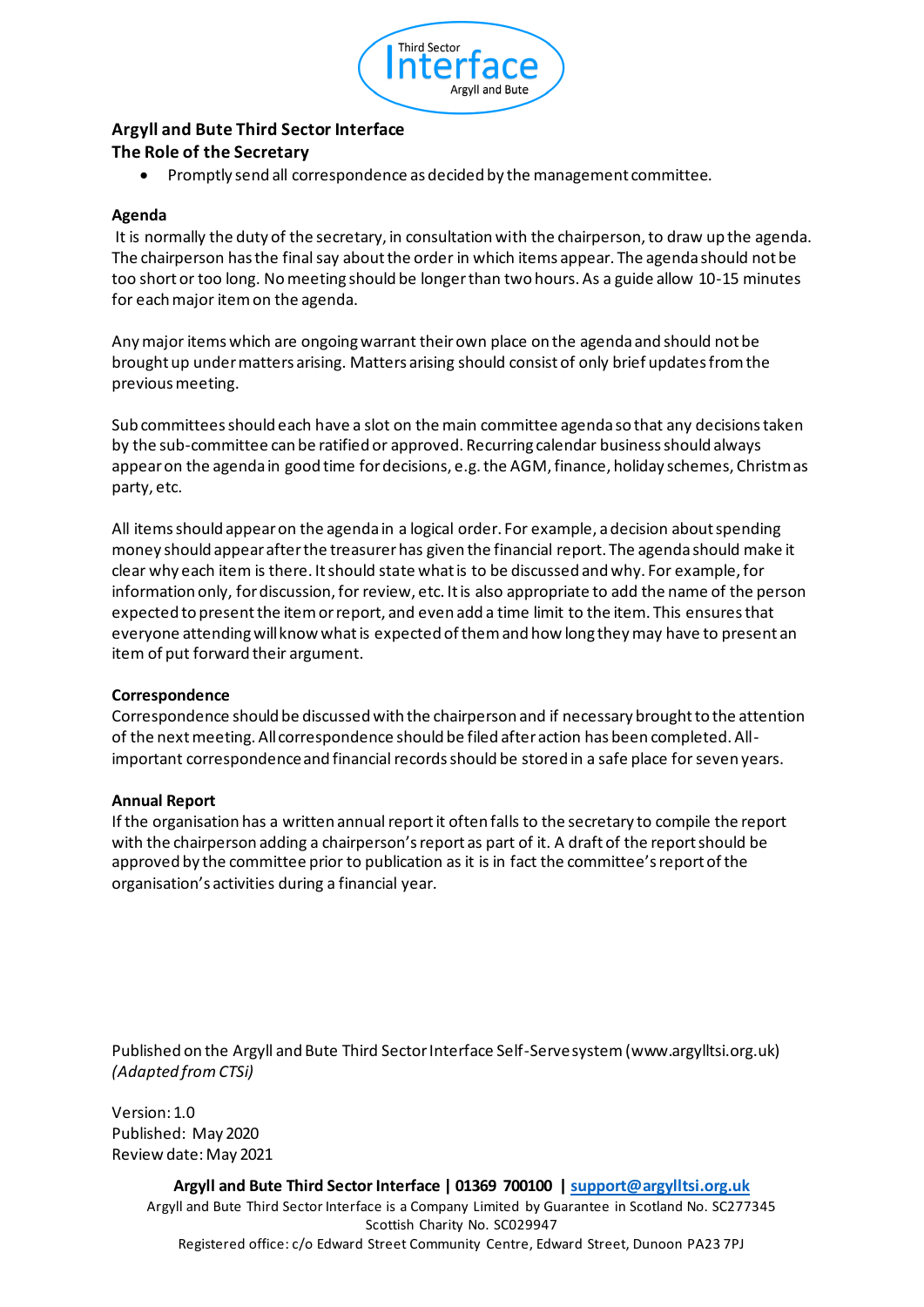**Argyll and Bute Third Sector Interface**
**The Role of the Secretary**

- Promptly send all correspondence as decided by the management committee.

**Agenda**

It is normally the duty of the secretary, in consultation with the chairperson, to draw up the agenda. The chairperson has the final say about the order in which items appear. The agenda should not be too short or too long. No meeting should be longer than two hours. As a guide allow 10-15 minutes for each major item on the agenda.

Any major items which are ongoing warrant their own place on the agenda and should not be brought up under matters arising. Matters arising should consist of only brief updates from the previous meeting.

Sub committees should each have a slot on the main committee agenda so that any decisions taken by the sub-committee can be ratified or approved. Recurring calendar business should always appear on the agenda in good time for decisions, e.g. the AGM, finance, holiday schemes, Christmas party, etc.

All items should appear on the agenda in a logical order. For example, a decision about spending money should appear after the treasurer has given the financial report. The agenda should make it clear why each item is there. It should state what is to be discussed and why. For example, for information only, for discussion, for review, etc. It is also appropriate to add the name of the person expected to present the item or report, and even add a time limit to the item. This ensures that everyone attending will know what is expected of them and how long they may have to present an item of put forward their argument.

**Correspondence**

Correspondence should be discussed with the chairperson and if necessary brought to the attention of the next meeting. All correspondence should be filed after action has been completed. All-important correspondence and financial records should be stored in a safe place for seven years.

**Annual Report**

If the organisation has a written annual report it often falls to the secretary to compile the report with the chairperson adding a chairperson's report as part of it. A draft of the report should be approved by the committee prior to publication as it is in fact the committee's report of the organisation's activities during a financial year.

Published on the Argyll and Bute Third Sector Interface Self-Serve system (www.argylltsi.org.uk)
*(Adapted from CTSi)*

Version: 1.0
Published: May 2020
Review date: May 2021